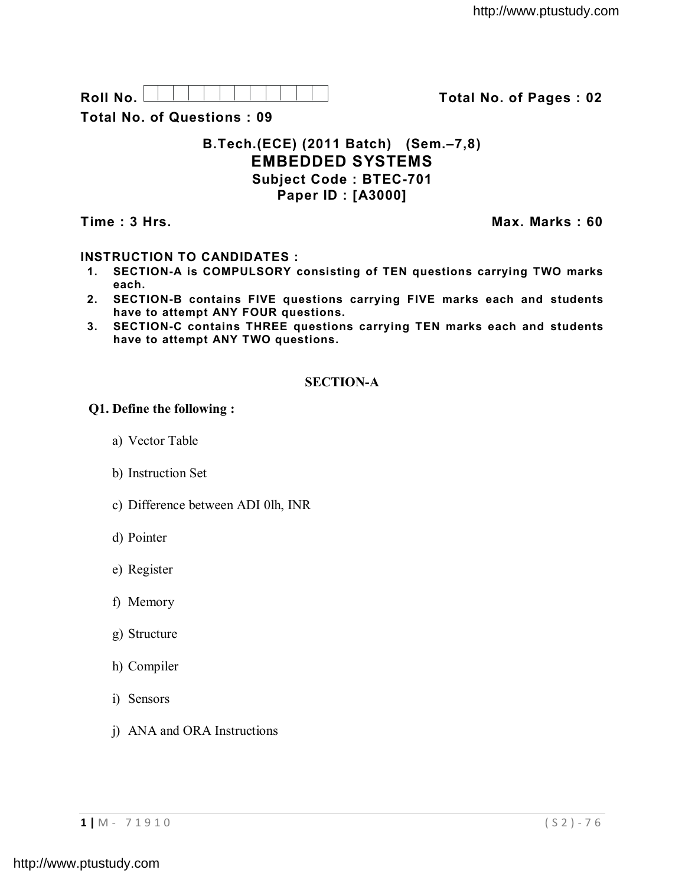Roll No. | | | | | | | | | | | | |    **Total No. of Pages : 02**

**Total No. of Questions : 09**

## B.Tech.(ECE) (2011 Batch) (Sem.–7,8)

# EMBEDDED SYSTEMS

**Subject Code : BTEC-701**

**Paper ID : [A3000]**

**Time : 3 Hrs.**    **Max. Marks : 60**

**INSTRUCTION TO CANDIDATES :**

1. **SECTION-A is COMPULSORY consisting of TEN questions carrying TWO marks each.**
2. **SECTION-B contains FIVE questions carrying FIVE marks each and students have to attempt ANY FOUR questions.**
3. **SECTION-C contains THREE questions carrying TEN marks each and students have to attempt ANY TWO questions.**

## SECTION-A

**Q1. Define the following :**

a) Vector Table

b) Instruction Set

c) Difference between ADI 0lh, INR

d) Pointer

e) Register

f) Memory

g) Structure

h) Compiler

i) Sensors

j) ANA and ORA Instructions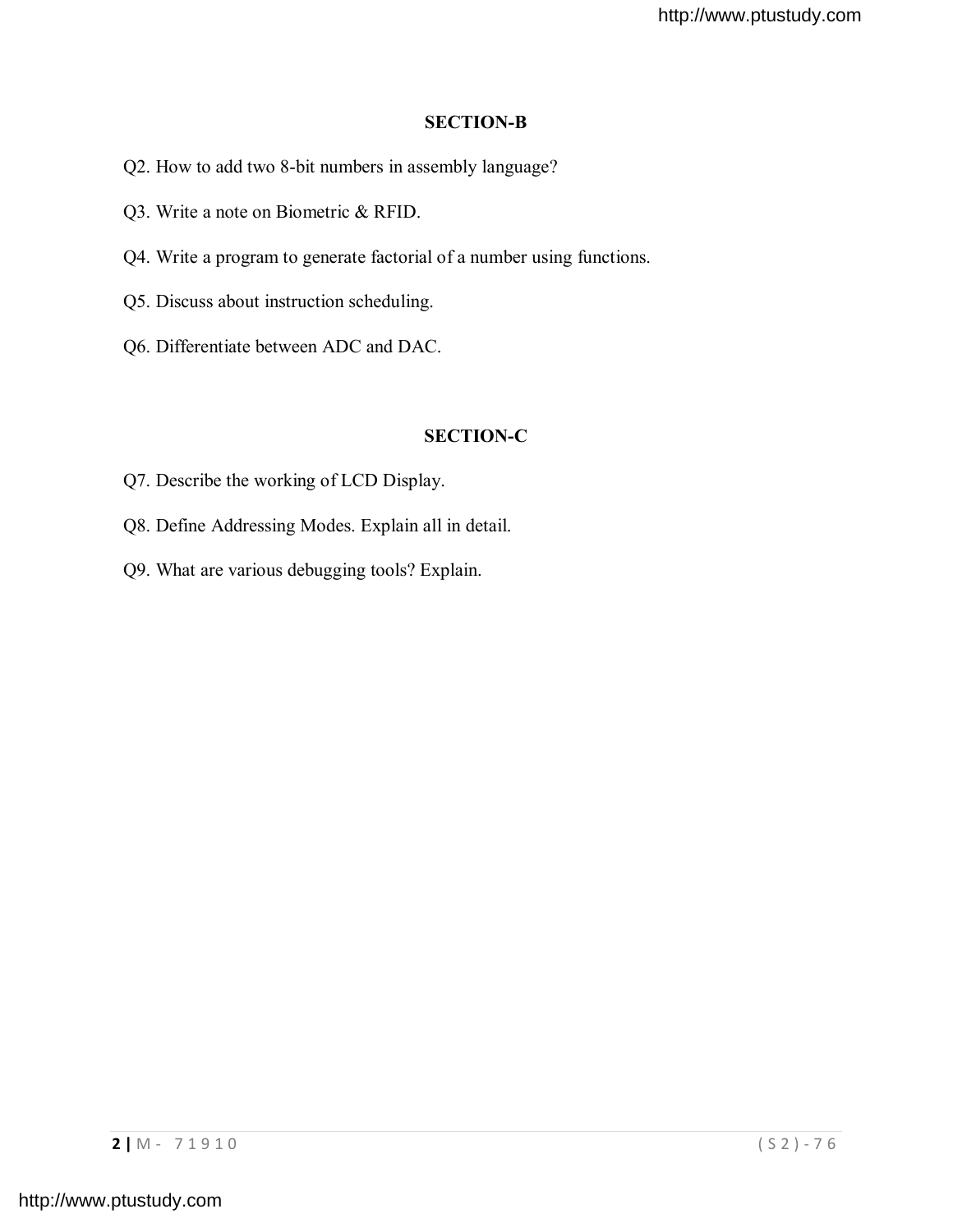## SECTION-B

Q2. How to add two 8-bit numbers in assembly language?

Q3. Write a note on Biometric & RFID.

Q4. Write a program to generate factorial of a number using functions.

Q5. Discuss about instruction scheduling.

Q6. Differentiate between ADC and DAC.

## SECTION-C

Q7. Describe the working of LCD Display.

Q8. Define Addressing Modes. Explain all in detail.

Q9. What are various debugging tools? Explain.